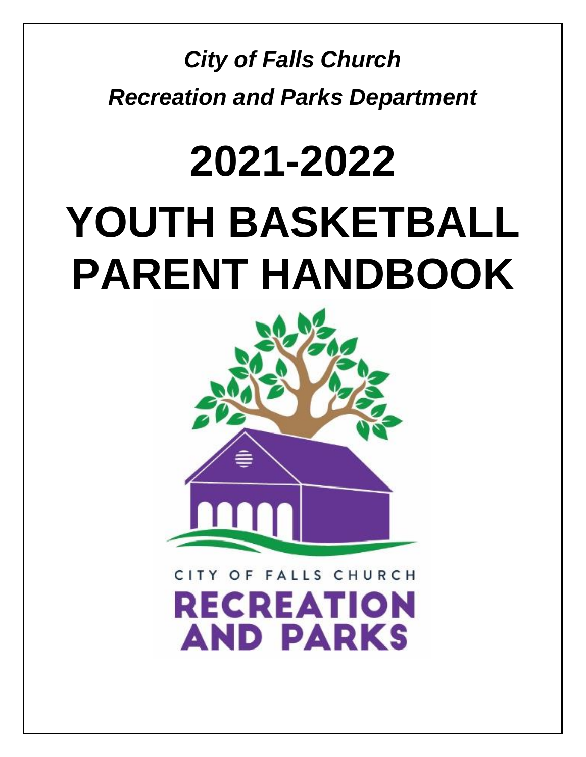*City of Falls Church*

*Recreation and Parks Department*

# 2021-2022

# YOUTH BASKETBALL PARENT HANDBOOK

CITY OF FALLS CHURCH

RECREATION AND PARKS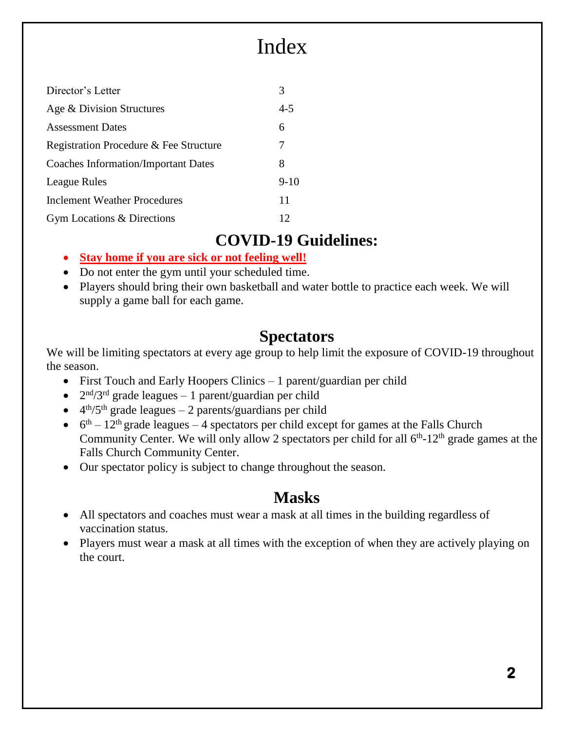# Index

| | |
|---|---|
| Director's Letter | 3 |
| Age & Division Structures | 4-5 |
| Assessment Dates | 6 |
| Registration Procedure & Fee Structure | 7 |
| Coaches Information/Important Dates | 8 |
| League Rules | 9-10 |
| Inclement Weather Procedures | 11 |
| Gym Locations & Directions | 12 |

## COVID-19 Guidelines:

- **Stay home if you are sick or not feeling well!**
- Do not enter the gym until your scheduled time.
- Players should bring their own basketball and water bottle to practice each week. We will supply a game ball for each game.

## Spectators

We will be limiting spectators at every age group to help limit the exposure of COVID-19 throughout the season.

- First Touch and Early Hoopers Clinics – 1 parent/guardian per child
- 2nd/3rd grade leagues – 1 parent/guardian per child
- 4th/5th grade leagues – 2 parents/guardians per child
- 6th – 12th grade leagues – 4 spectators per child except for games at the Falls Church Community Center. We will only allow 2 spectators per child for all 6th-12th grade games at the Falls Church Community Center.
- Our spectator policy is subject to change throughout the season.

## Masks

- All spectators and coaches must wear a mask at all times in the building regardless of vaccination status.
- Players must wear a mask at all times with the exception of when they are actively playing on the court.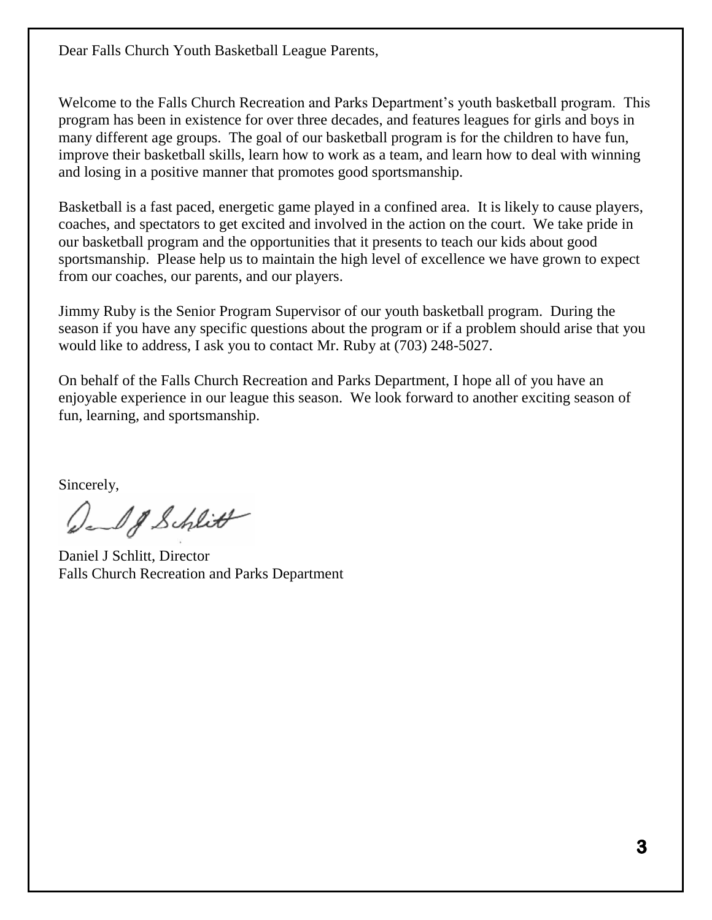Dear Falls Church Youth Basketball League Parents,

Welcome to the Falls Church Recreation and Parks Department's youth basketball program. This program has been in existence for over three decades, and features leagues for girls and boys in many different age groups. The goal of our basketball program is for the children to have fun, improve their basketball skills, learn how to work as a team, and learn how to deal with winning and losing in a positive manner that promotes good sportsmanship.

Basketball is a fast paced, energetic game played in a confined area. It is likely to cause players, coaches, and spectators to get excited and involved in the action on the court. We take pride in our basketball program and the opportunities that it presents to teach our kids about good sportsmanship. Please help us to maintain the high level of excellence we have grown to expect from our coaches, our parents, and our players.

Jimmy Ruby is the Senior Program Supervisor of our youth basketball program. During the season if you have any specific questions about the program or if a problem should arise that you would like to address, I ask you to contact Mr. Ruby at (703) 248-5027.

On behalf of the Falls Church Recreation and Parks Department, I hope all of you have an enjoyable experience in our league this season. We look forward to another exciting season of fun, learning, and sportsmanship.

Sincerely,

Daniel J Schlitt, Director
Falls Church Recreation and Parks Department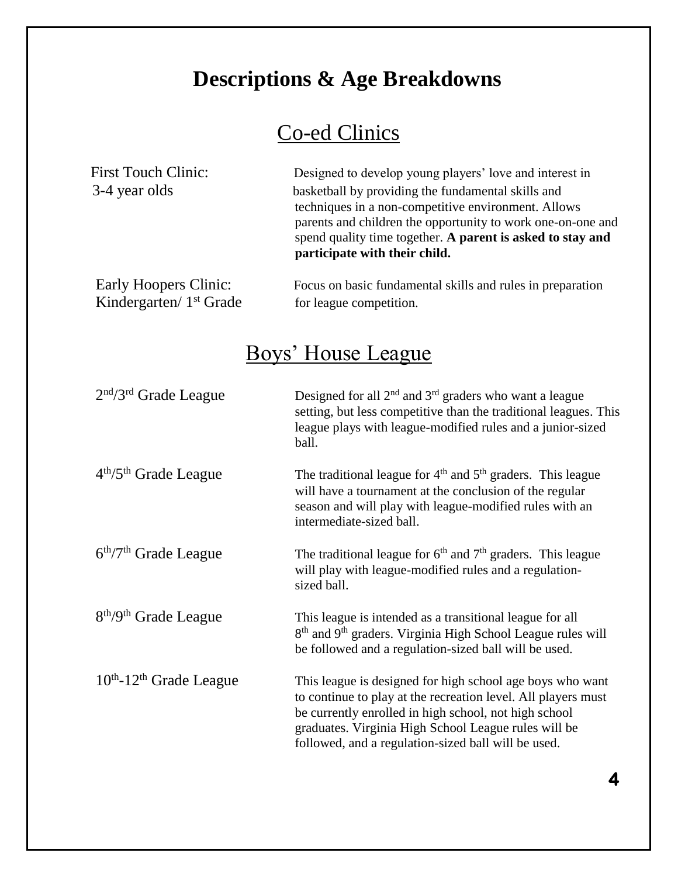# Descriptions & Age Breakdowns

## Co-ed Clinics

| | |
|---|---|
| First Touch Clinic:<br>3-4 year olds | Designed to develop young players' love and interest in basketball by providing the fundamental skills and techniques in a non-competitive environment. Allows parents and children the opportunity to work one-on-one and spend quality time together. **A parent is asked to stay and participate with their child.** |
| Early Hoopers Clinic:<br>Kindergarten/ 1st Grade | Focus on basic fundamental skills and rules in preparation for league competition. |

## Boys' House League

| | |
|---|---|
| 2nd/3rd Grade League | Designed for all 2nd and 3rd graders who want a league setting, but less competitive than the traditional leagues. This league plays with league-modified rules and a junior-sized ball. |
| 4th/5th Grade League | The traditional league for 4th and 5th graders. This league will have a tournament at the conclusion of the regular season and will play with league-modified rules with an intermediate-sized ball. |
| 6th/7th Grade League | The traditional league for 6th and 7th graders. This league will play with league-modified rules and a regulation-sized ball. |
| 8th/9th Grade League | This league is intended as a transitional league for all 8th and 9th graders. Virginia High School League rules will be followed and a regulation-sized ball will be used. |
| 10th-12th Grade League | This league is designed for high school age boys who want to continue to play at the recreation level. All players must be currently enrolled in high school, not high school graduates. Virginia High School League rules will be followed, and a regulation-sized ball will be used. |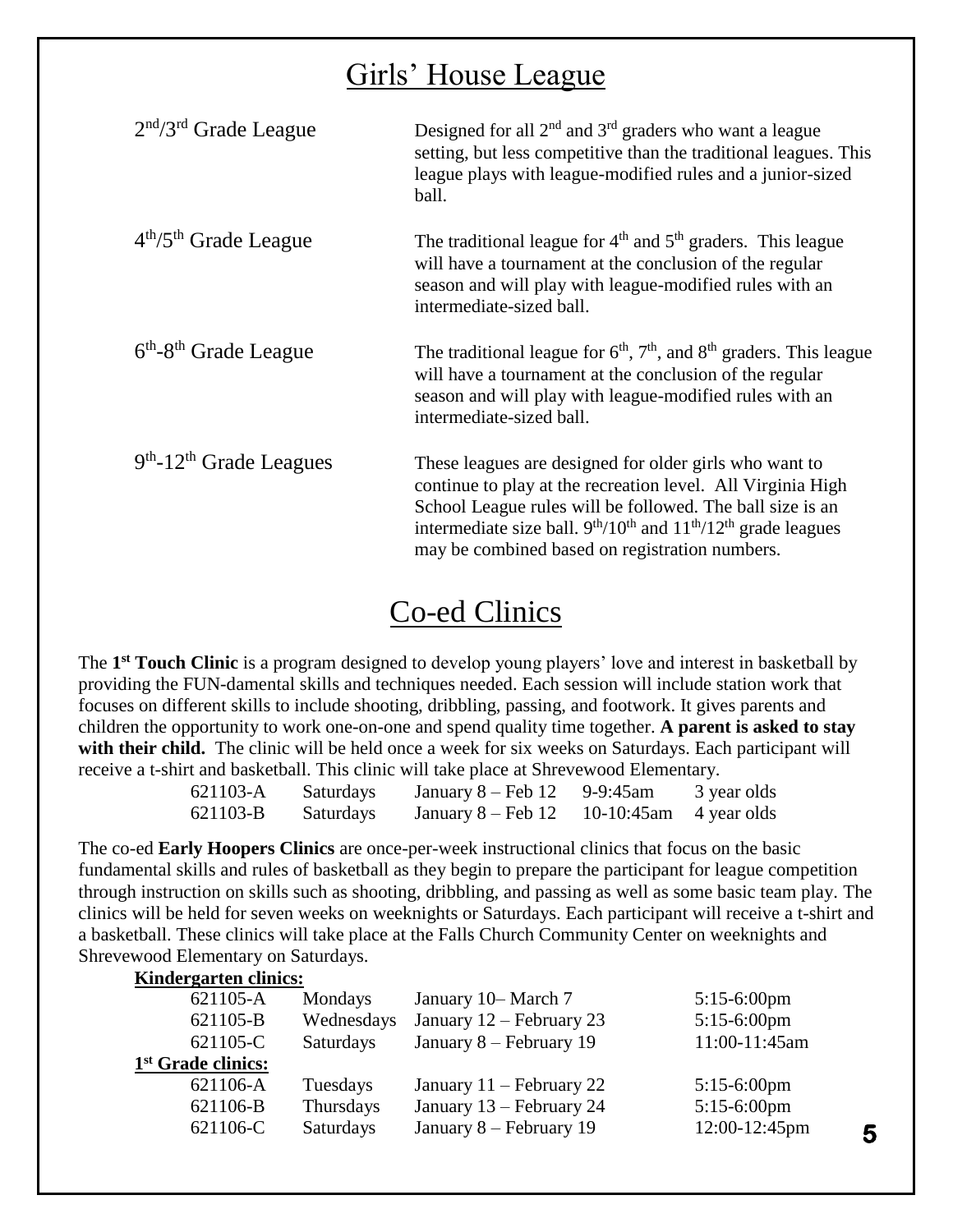## Girls' House League

| | |
|---|---|
| 2nd/3rd Grade League | Designed for all 2nd and 3rd graders who want a league setting, but less competitive than the traditional leagues. This league plays with league-modified rules and a junior-sized ball. |
| 4th/5th Grade League | The traditional league for 4th and 5th graders. This league will have a tournament at the conclusion of the regular season and will play with league-modified rules with an intermediate-sized ball. |
| 6th-8th Grade League | The traditional league for 6th, 7th, and 8th graders. This league will have a tournament at the conclusion of the regular season and will play with league-modified rules with an intermediate-sized ball. |
| 9th-12th Grade Leagues | These leagues are designed for older girls who want to continue to play at the recreation level. All Virginia High School League rules will be followed. The ball size is an intermediate size ball. 9th/10th and 11th/12th grade leagues may be combined based on registration numbers. |

## Co-ed Clinics

The **1st Touch Clinic** is a program designed to develop young players' love and interest in basketball by providing the FUN-damental skills and techniques needed. Each session will include station work that focuses on different skills to include shooting, dribbling, passing, and footwork. It gives parents and children the opportunity to work one-on-one and spend quality time together. **A parent is asked to stay with their child.** The clinic will be held once a week for six weeks on Saturdays. Each participant will receive a t-shirt and basketball. This clinic will take place at Shrevewood Elementary.

| | | | | |
|---|---|---|---|---|
| 621103-A | Saturdays | January 8 – Feb 12 | 9-9:45am | 3 year olds |
| 621103-B | Saturdays | January 8 – Feb 12 | 10-10:45am | 4 year olds |

The co-ed **Early Hoopers Clinics** are once-per-week instructional clinics that focus on the basic fundamental skills and rules of basketball as they begin to prepare the participant for league competition through instruction on skills such as shooting, dribbling, and passing as well as some basic team play. The clinics will be held for seven weeks on weeknights or Saturdays. Each participant will receive a t-shirt and a basketball. These clinics will take place at the Falls Church Community Center on weeknights and Shrevewood Elementary on Saturdays.

**Kindergarten clinics:**

| | | | |
|---|---|---|---|
| 621105-A | Mondays | January 10– March 7 | 5:15-6:00pm |
| 621105-B | Wednesdays | January 12 – February 23 | 5:15-6:00pm |
| 621105-C | Saturdays | January 8 – February 19 | 11:00-11:45am |

**1st Grade clinics:**

| | | | |
|---|---|---|---|
| 621106-A | Tuesdays | January 11 – February 22 | 5:15-6:00pm |
| 621106-B | Thursdays | January 13 – February 24 | 5:15-6:00pm |
| 621106-C | Saturdays | January 8 – February 19 | 12:00-12:45pm |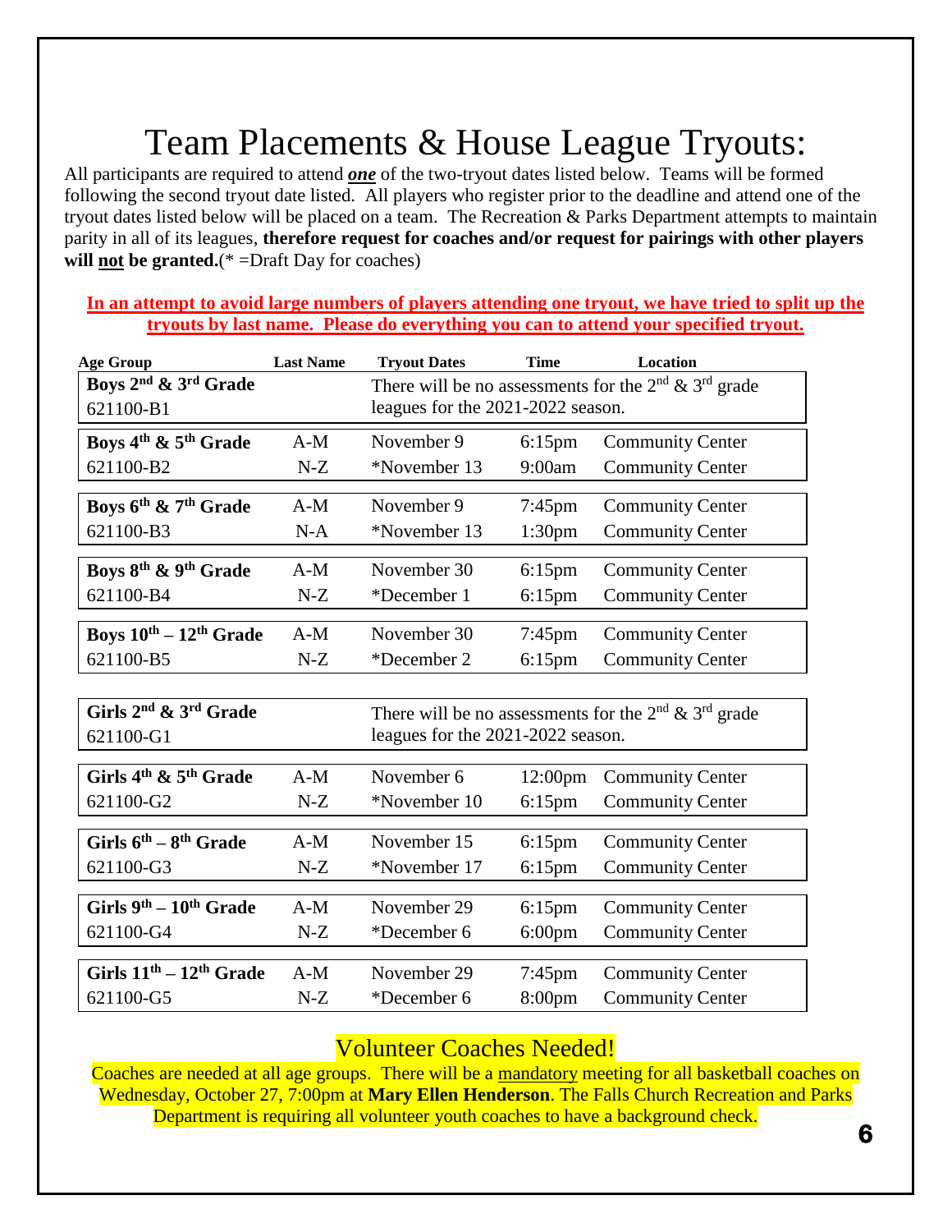# Team Placements & House League Tryouts:

All participants are required to attend ***one*** of the two-tryout dates listed below. Teams will be formed following the second tryout date listed. All players who register prior to the deadline and attend one of the tryout dates listed below will be placed on a team. The Recreation & Parks Department attempts to maintain parity in all of its leagues, **therefore request for coaches and/or request for pairings with other players will not be granted.**(* =Draft Day for coaches)

**In an attempt to avoid large numbers of players attending one tryout, we have tried to split up the tryouts by last name. Please do everything you can to attend your specified tryout.**

| Age Group | Last Name | Tryout Dates | Time | Location |
|---|---|---|---|---|
| **Boys 2nd & 3rd Grade** 621100-B1 | | There will be no assessments for the 2nd & 3rd grade leagues for the 2021-2022 season. | | |
| **Boys 4th & 5th Grade** | A-M | November 9 | 6:15pm | Community Center |
| 621100-B2 | N-Z | *November 13 | 9:00am | Community Center |
| **Boys 6th & 7th Grade** | A-M | November 9 | 7:45pm | Community Center |
| 621100-B3 | N-A | *November 13 | 1:30pm | Community Center |
| **Boys 8th & 9th Grade** | A-M | November 30 | 6:15pm | Community Center |
| 621100-B4 | N-Z | *December 1 | 6:15pm | Community Center |
| **Boys 10th – 12th Grade** | A-M | November 30 | 7:45pm | Community Center |
| 621100-B5 | N-Z | *December 2 | 6:15pm | Community Center |
| **Girls 2nd & 3rd Grade** 621100-G1 | | There will be no assessments for the 2nd & 3rd grade leagues for the 2021-2022 season. | | |
| **Girls 4th & 5th Grade** | A-M | November 6 | 12:00pm | Community Center |
| 621100-G2 | N-Z | *November 10 | 6:15pm | Community Center |
| **Girls 6th – 8th Grade** | A-M | November 15 | 6:15pm | Community Center |
| 621100-G3 | N-Z | *November 17 | 6:15pm | Community Center |
| **Girls 9th – 10th Grade** | A-M | November 29 | 6:15pm | Community Center |
| 621100-G4 | N-Z | *December 6 | 6:00pm | Community Center |
| **Girls 11th – 12th Grade** | A-M | November 29 | 7:45pm | Community Center |
| 621100-G5 | N-Z | *December 6 | 8:00pm | Community Center |

## Volunteer Coaches Needed!

Coaches are needed at all age groups. There will be a mandatory meeting for all basketball coaches on Wednesday, October 27, 7:00pm at **Mary Ellen Henderson**. The Falls Church Recreation and Parks Department is requiring all volunteer youth coaches to have a background check.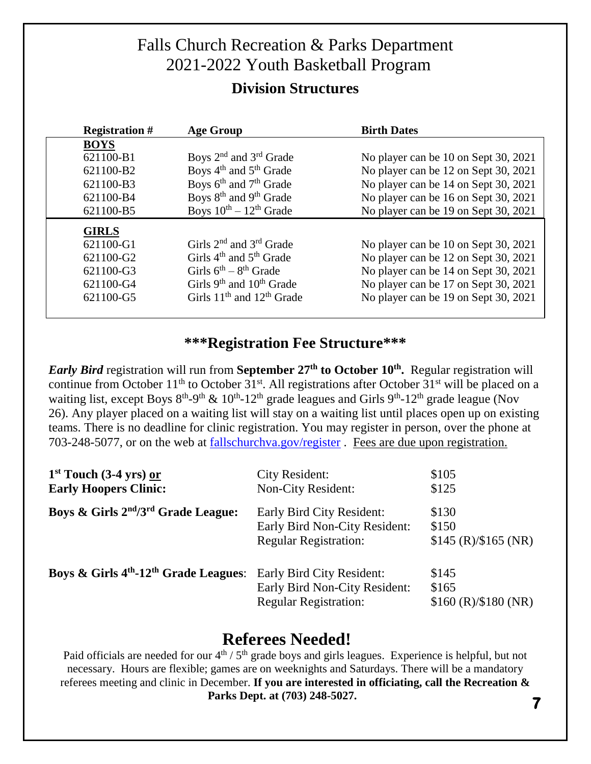# Falls Church Recreation & Parks Department
# 2021-2022 Youth Basketball Program

## Division Structures

| Registration # | Age Group | Birth Dates |
|---|---|---|
| **BOYS** | | |
| 621100-B1 | Boys 2nd and 3rd Grade | No player can be 10 on Sept 30, 2021 |
| 621100-B2 | Boys 4th and 5th Grade | No player can be 12 on Sept 30, 2021 |
| 621100-B3 | Boys 6th and 7th Grade | No player can be 14 on Sept 30, 2021 |
| 621100-B4 | Boys 8th and 9th Grade | No player can be 16 on Sept 30, 2021 |
| 621100-B5 | Boys 10th – 12th Grade | No player can be 19 on Sept 30, 2021 |
| **GIRLS** | | |
| 621100-G1 | Girls 2nd and 3rd Grade | No player can be 10 on Sept 30, 2021 |
| 621100-G2 | Girls 4th and 5th Grade | No player can be 12 on Sept 30, 2021 |
| 621100-G3 | Girls 6th – 8th Grade | No player can be 14 on Sept 30, 2021 |
| 621100-G4 | Girls 9th and 10th Grade | No player can be 17 on Sept 30, 2021 |
| 621100-G5 | Girls 11th and 12th Grade | No player can be 19 on Sept 30, 2021 |

## ***Registration Fee Structure***

***Early Bird*** registration will run from **September 27th to October 10th.** Regular registration will continue from October 11th to October 31st. All registrations after October 31st will be placed on a waiting list, except Boys 8th-9th & 10th-12th grade leagues and Girls 9th-12th grade league (Nov 26). Any player placed on a waiting list will stay on a waiting list until places open up on existing teams. There is no deadline for clinic registration. You may register in person, over the phone at 703-248-5077, or on the web at fallschurchva.gov/register . Fees are due upon registration.

| | | |
|---|---|---|
| **1st Touch (3-4 yrs) or Early Hoopers Clinic:** | City Resident: | $105 |
| | Non-City Resident: | $125 |
| **Boys & Girls 2nd/3rd Grade League:** | Early Bird City Resident: | $130 |
| | Early Bird Non-City Resident: | $150 |
| | Regular Registration: | $145 (R)/$165 (NR) |
| **Boys & Girls 4th-12th Grade Leagues:** | Early Bird City Resident: | $145 |
| | Early Bird Non-City Resident: | $165 |
| | Regular Registration: | $160 (R)/$180 (NR) |

## Referees Needed!

Paid officials are needed for our 4th / 5th grade boys and girls leagues. Experience is helpful, but not necessary. Hours are flexible; games are on weeknights and Saturdays. There will be a mandatory referees meeting and clinic in December. **If you are interested in officiating, call the Recreation & Parks Dept. at (703) 248-5027.**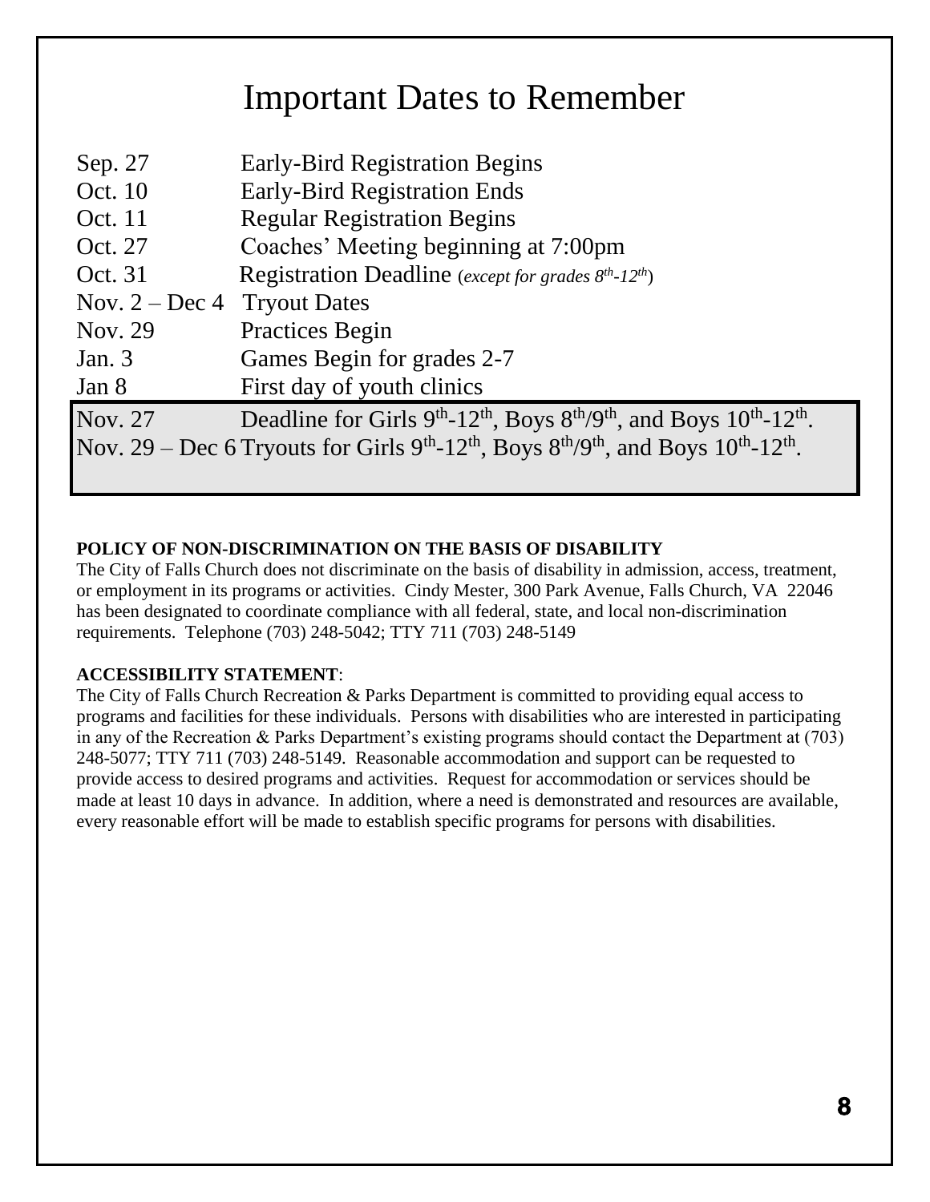# Important Dates to Remember

| | |
|---|---|
| Sep. 27 | Early-Bird Registration Begins |
| Oct. 10 | Early-Bird Registration Ends |
| Oct. 11 | Regular Registration Begins |
| Oct. 27 | Coaches' Meeting beginning at 7:00pm |
| Oct. 31 | Registration Deadline (*except for grades 8th-12th*) |
| Nov. 2 – Dec 4 | Tryout Dates |
| Nov. 29 | Practices Begin |
| Jan. 3 | Games Begin for grades 2-7 |
| Jan 8 | First day of youth clinics |
| Nov. 27 | Deadline for Girls 9th-12th, Boys 8th/9th, and Boys 10th-12th. |
| Nov. 29 – Dec 6 | Tryouts for Girls 9th-12th, Boys 8th/9th, and Boys 10th-12th. |

**POLICY OF NON-DISCRIMINATION ON THE BASIS OF DISABILITY**

The City of Falls Church does not discriminate on the basis of disability in admission, access, treatment, or employment in its programs or activities. Cindy Mester, 300 Park Avenue, Falls Church, VA 22046 has been designated to coordinate compliance with all federal, state, and local non-discrimination requirements. Telephone (703) 248-5042; TTY 711 (703) 248-5149

**ACCESSIBILITY STATEMENT**:

The City of Falls Church Recreation & Parks Department is committed to providing equal access to programs and facilities for these individuals. Persons with disabilities who are interested in participating in any of the Recreation & Parks Department's existing programs should contact the Department at (703) 248-5077; TTY 711 (703) 248-5149. Reasonable accommodation and support can be requested to provide access to desired programs and activities. Request for accommodation or services should be made at least 10 days in advance. In addition, where a need is demonstrated and resources are available, every reasonable effort will be made to establish specific programs for persons with disabilities.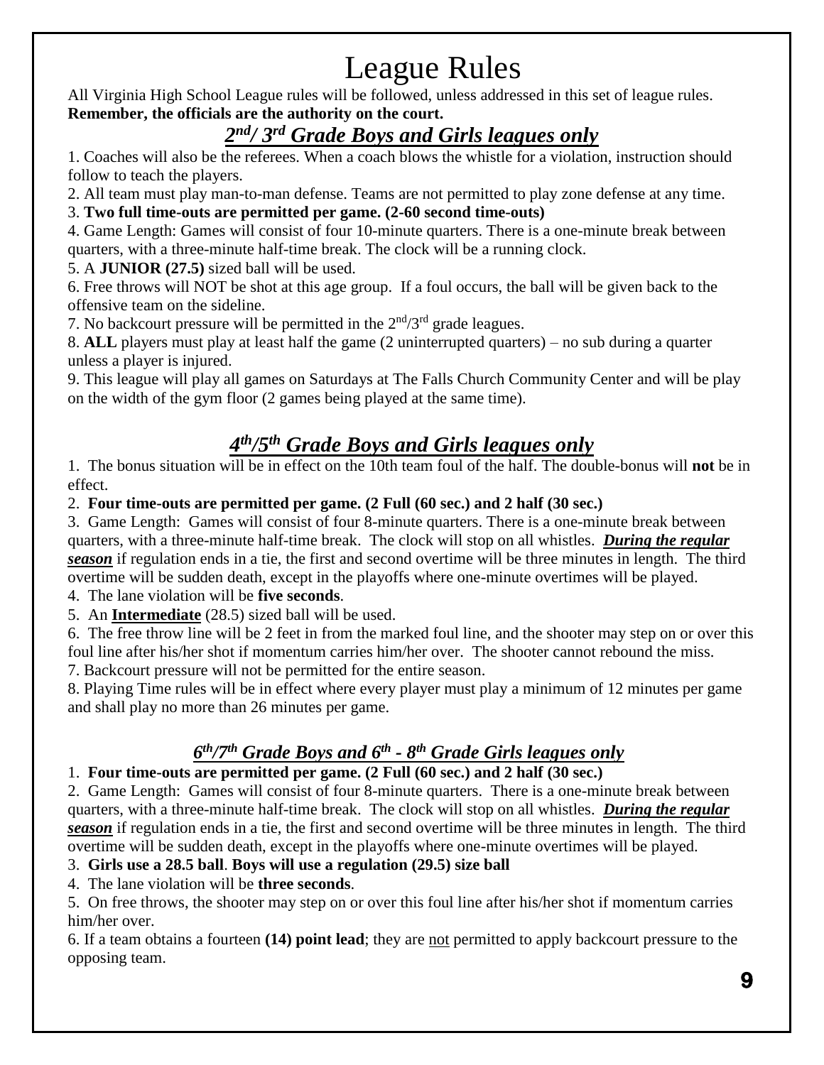# League Rules

All Virginia High School League rules will be followed, unless addressed in this set of league rules.
**Remember, the officials are the authority on the court.**

## ***2nd/ 3rd Grade Boys and Girls leagues only***

1. Coaches will also be the referees. When a coach blows the whistle for a violation, instruction should follow to teach the players.
2. All team must play man-to-man defense. Teams are not permitted to play zone defense at any time.
3. **Two full time-outs are permitted per game. (2-60 second time-outs)**
4. Game Length: Games will consist of four 10-minute quarters. There is a one-minute break between quarters, with a three-minute half-time break. The clock will be a running clock.
5. A **JUNIOR (27.5)** sized ball will be used.
6. Free throws will NOT be shot at this age group. If a foul occurs, the ball will be given back to the offensive team on the sideline.
7. No backcourt pressure will be permitted in the 2nd/3rd grade leagues.
8. **ALL** players must play at least half the game (2 uninterrupted quarters) – no sub during a quarter unless a player is injured.
9. This league will play all games on Saturdays at The Falls Church Community Center and will be play on the width of the gym floor (2 games being played at the same time).

## ***4th/5th Grade Boys and Girls leagues only***

1. The bonus situation will be in effect on the 10th team foul of the half. The double-bonus will **not** be in effect.
2. **Four time-outs are permitted per game. (2 Full (60 sec.) and 2 half (30 sec.)**
3. Game Length: Games will consist of four 8-minute quarters. There is a one-minute break between quarters, with a three-minute half-time break. The clock will stop on all whistles. ***During the regular season*** if regulation ends in a tie, the first and second overtime will be three minutes in length. The third overtime will be sudden death, except in the playoffs where one-minute overtimes will be played.
4. The lane violation will be **five seconds**.
5. An **Intermediate** (28.5) sized ball will be used.
6. The free throw line will be 2 feet in from the marked foul line, and the shooter may step on or over this foul line after his/her shot if momentum carries him/her over. The shooter cannot rebound the miss.
7. Backcourt pressure will not be permitted for the entire season.
8. Playing Time rules will be in effect where every player must play a minimum of 12 minutes per game and shall play no more than 26 minutes per game.

### ***6th/7th Grade Boys and 6th - 8th Grade Girls leagues only***

1. **Four time-outs are permitted per game. (2 Full (60 sec.) and 2 half (30 sec.)**
2. Game Length: Games will consist of four 8-minute quarters. There is a one-minute break between quarters, with a three-minute half-time break. The clock will stop on all whistles. ***During the regular season*** if regulation ends in a tie, the first and second overtime will be three minutes in length. The third overtime will be sudden death, except in the playoffs where one-minute overtimes will be played.
3. **Girls use a 28.5 ball**. **Boys will use a regulation (29.5) size ball**
4. The lane violation will be **three seconds**.
5. On free throws, the shooter may step on or over this foul line after his/her shot if momentum carries him/her over.
6. If a team obtains a fourteen **(14) point lead**; they are not permitted to apply backcourt pressure to the opposing team.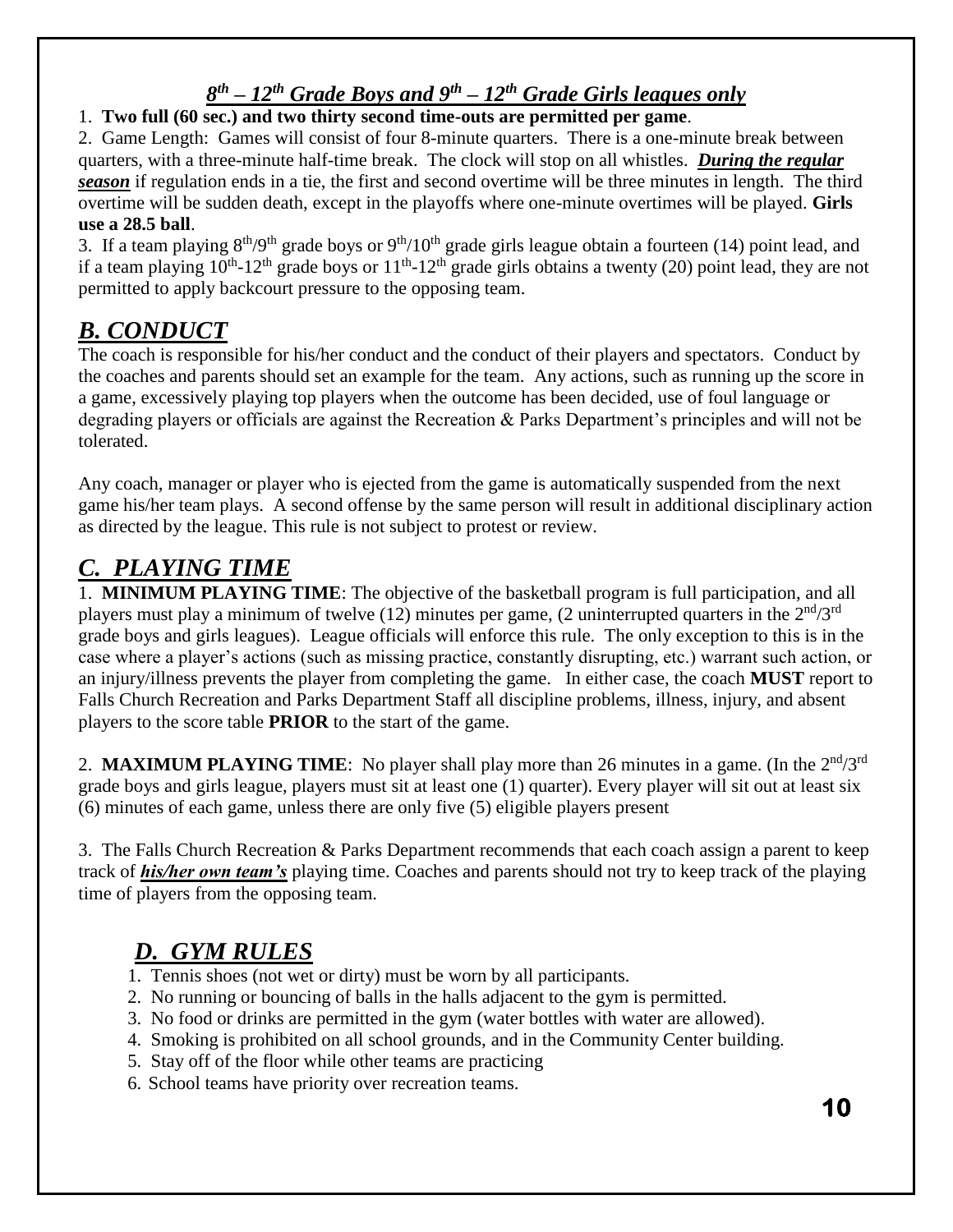### ***8th – 12th Grade Boys and 9th – 12th Grade Girls leagues only***

1. **Two full (60 sec.) and two thirty second time-outs are permitted per game**.
2. Game Length: Games will consist of four 8-minute quarters. There is a one-minute break between quarters, with a three-minute half-time break. The clock will stop on all whistles. ***During the regular season*** if regulation ends in a tie, the first and second overtime will be three minutes in length. The third overtime will be sudden death, except in the playoffs where one-minute overtimes will be played. **Girls use a 28.5 ball**.
3. If a team playing 8th/9th grade boys or 9th/10th grade girls league obtain a fourteen (14) point lead, and if a team playing 10th-12th grade boys or 11th-12th grade girls obtains a twenty (20) point lead, they are not permitted to apply backcourt pressure to the opposing team.

## *B. CONDUCT*

The coach is responsible for his/her conduct and the conduct of their players and spectators. Conduct by the coaches and parents should set an example for the team. Any actions, such as running up the score in a game, excessively playing top players when the outcome has been decided, use of foul language or degrading players or officials are against the Recreation & Parks Department's principles and will not be tolerated.

Any coach, manager or player who is ejected from the game is automatically suspended from the next game his/her team plays. A second offense by the same person will result in additional disciplinary action as directed by the league. This rule is not subject to protest or review.

## *C. PLAYING TIME*

1. **MINIMUM PLAYING TIME**: The objective of the basketball program is full participation, and all players must play a minimum of twelve (12) minutes per game, (2 uninterrupted quarters in the 2nd/3rd grade boys and girls leagues). League officials will enforce this rule. The only exception to this is in the case where a player's actions (such as missing practice, constantly disrupting, etc.) warrant such action, or an injury/illness prevents the player from completing the game. In either case, the coach **MUST** report to Falls Church Recreation and Parks Department Staff all discipline problems, illness, injury, and absent players to the score table **PRIOR** to the start of the game.

2. **MAXIMUM PLAYING TIME**: No player shall play more than 26 minutes in a game. (In the 2nd/3rd grade boys and girls league, players must sit at least one (1) quarter). Every player will sit out at least six (6) minutes of each game, unless there are only five (5) eligible players present

3. The Falls Church Recreation & Parks Department recommends that each coach assign a parent to keep track of ***his/her own team's*** playing time. Coaches and parents should not try to keep track of the playing time of players from the opposing team.

## *D. GYM RULES*

1. Tennis shoes (not wet or dirty) must be worn by all participants.
2. No running or bouncing of balls in the halls adjacent to the gym is permitted.
3. No food or drinks are permitted in the gym (water bottles with water are allowed).
4. Smoking is prohibited on all school grounds, and in the Community Center building.
5. Stay off of the floor while other teams are practicing
6. School teams have priority over recreation teams.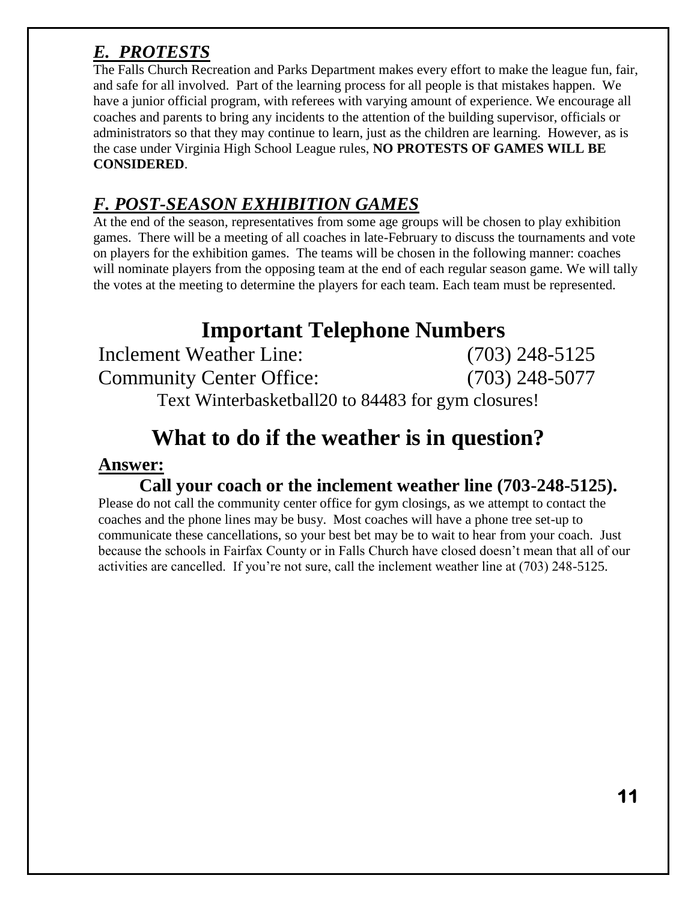## *E. PROTESTS*

The Falls Church Recreation and Parks Department makes every effort to make the league fun, fair, and safe for all involved. Part of the learning process for all people is that mistakes happen. We have a junior official program, with referees with varying amount of experience. We encourage all coaches and parents to bring any incidents to the attention of the building supervisor, officials or administrators so that they may continue to learn, just as the children are learning. However, as is the case under Virginia High School League rules, **NO PROTESTS OF GAMES WILL BE CONSIDERED**.

## *F. POST-SEASON EXHIBITION GAMES*

At the end of the season, representatives from some age groups will be chosen to play exhibition games. There will be a meeting of all coaches in late-February to discuss the tournaments and vote on players for the exhibition games. The teams will be chosen in the following manner: coaches will nominate players from the opposing team at the end of each regular season game. We will tally the votes at the meeting to determine the players for each team. Each team must be represented.

# Important Telephone Numbers

| | |
|---|---|
| Inclement Weather Line: | (703) 248-5125 |
| Community Center Office: | (703) 248-5077 |

Text Winterbasketball20 to 84483 for gym closures!

# What to do if the weather is in question?

**Answer:**

**Call your coach or the inclement weather line (703-248-5125).**

Please do not call the community center office for gym closings, as we attempt to contact the coaches and the phone lines may be busy. Most coaches will have a phone tree set-up to communicate these cancellations, so your best bet may be to wait to hear from your coach. Just because the schools in Fairfax County or in Falls Church have closed doesn't mean that all of our activities are cancelled. If you're not sure, call the inclement weather line at (703) 248-5125.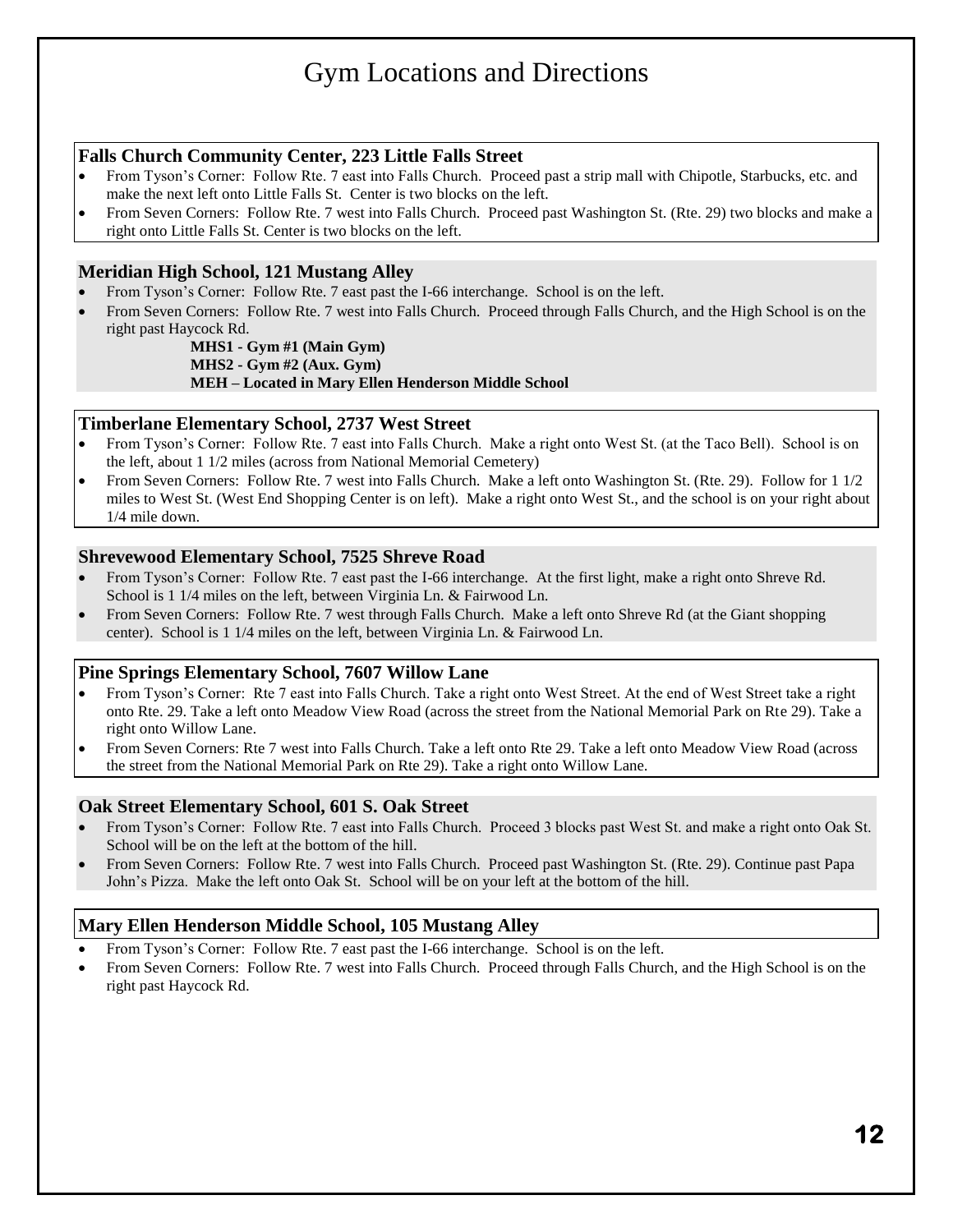# Gym Locations and Directions

### Falls Church Community Center, 223 Little Falls Street

- From Tyson's Corner: Follow Rte. 7 east into Falls Church. Proceed past a strip mall with Chipotle, Starbucks, etc. and make the next left onto Little Falls St. Center is two blocks on the left.
- From Seven Corners: Follow Rte. 7 west into Falls Church. Proceed past Washington St. (Rte. 29) two blocks and make a right onto Little Falls St. Center is two blocks on the left.

### Meridian High School, 121 Mustang Alley

- From Tyson's Corner: Follow Rte. 7 east past the I-66 interchange. School is on the left.
- From Seven Corners: Follow Rte. 7 west into Falls Church. Proceed through Falls Church, and the High School is on the right past Haycock Rd.

**MHS1 - Gym #1 (Main Gym)**
**MHS2 - Gym #2 (Aux. Gym)**
**MEH – Located in Mary Ellen Henderson Middle School**

### Timberlane Elementary School, 2737 West Street

- From Tyson's Corner: Follow Rte. 7 east into Falls Church. Make a right onto West St. (at the Taco Bell). School is on the left, about 1 1/2 miles (across from National Memorial Cemetery)
- From Seven Corners: Follow Rte. 7 west into Falls Church. Make a left onto Washington St. (Rte. 29). Follow for 1 1/2 miles to West St. (West End Shopping Center is on left). Make a right onto West St., and the school is on your right about 1/4 mile down.

### Shrevewood Elementary School, 7525 Shreve Road

- From Tyson's Corner: Follow Rte. 7 east past the I-66 interchange. At the first light, make a right onto Shreve Rd. School is 1 1/4 miles on the left, between Virginia Ln. & Fairwood Ln.
- From Seven Corners: Follow Rte. 7 west through Falls Church. Make a left onto Shreve Rd (at the Giant shopping center). School is 1 1/4 miles on the left, between Virginia Ln. & Fairwood Ln.

### Pine Springs Elementary School, 7607 Willow Lane

- From Tyson's Corner: Rte 7 east into Falls Church. Take a right onto West Street. At the end of West Street take a right onto Rte. 29. Take a left onto Meadow View Road (across the street from the National Memorial Park on Rte 29). Take a right onto Willow Lane.
- From Seven Corners: Rte 7 west into Falls Church. Take a left onto Rte 29. Take a left onto Meadow View Road (across the street from the National Memorial Park on Rte 29). Take a right onto Willow Lane.

### Oak Street Elementary School, 601 S. Oak Street

- From Tyson's Corner: Follow Rte. 7 east into Falls Church. Proceed 3 blocks past West St. and make a right onto Oak St. School will be on the left at the bottom of the hill.
- From Seven Corners: Follow Rte. 7 west into Falls Church. Proceed past Washington St. (Rte. 29). Continue past Papa John's Pizza. Make the left onto Oak St. School will be on your left at the bottom of the hill.

### Mary Ellen Henderson Middle School, 105 Mustang Alley

- From Tyson's Corner: Follow Rte. 7 east past the I-66 interchange. School is on the left.
- From Seven Corners: Follow Rte. 7 west into Falls Church. Proceed through Falls Church, and the High School is on the right past Haycock Rd.